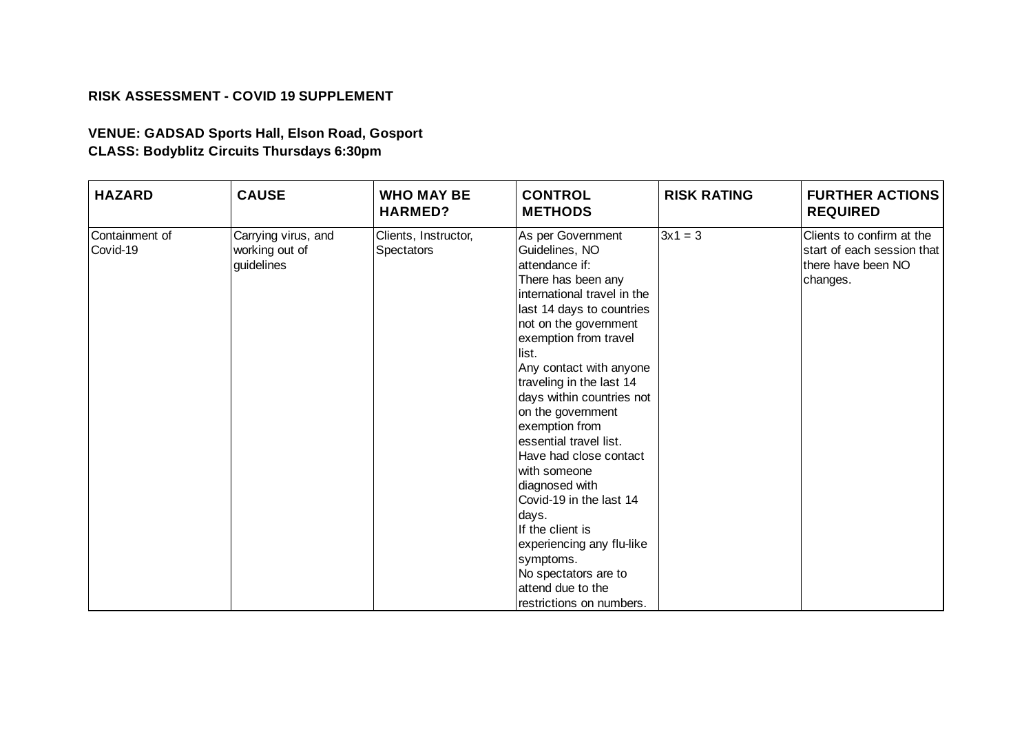**RISK ASSESSMENT - COVID 19 SUPPLEMENT**

**VENUE: GADSAD Sports Hall, Elson Road, Gosport**
**CLASS: Bodyblitz Circuits Thursdays 6:30pm**

| HAZARD | CAUSE | WHO MAY BE HARMED? | CONTROL METHODS | RISK RATING | FURTHER ACTIONS REQUIRED |
|---|---|---|---|---|---|
| Containment of Covid-19 | Carrying virus, and working out of guidelines | Clients, Instructor, Spectators | As per Government Guidelines, NO attendance if:<br>There has been any international travel in the last 14 days to countries not on the government exemption from travel list.<br>Any contact with anyone traveling in the last 14 days within countries not on the government exemption from essential travel list.<br>Have had close contact with someone diagnosed with Covid-19 in the last 14 days.<br>If the client is experiencing any flu-like symptoms.<br>No spectators are to attend due to the restrictions on numbers. | 3x1 = 3 | Clients to confirm at the start of each session that there have been NO changes. |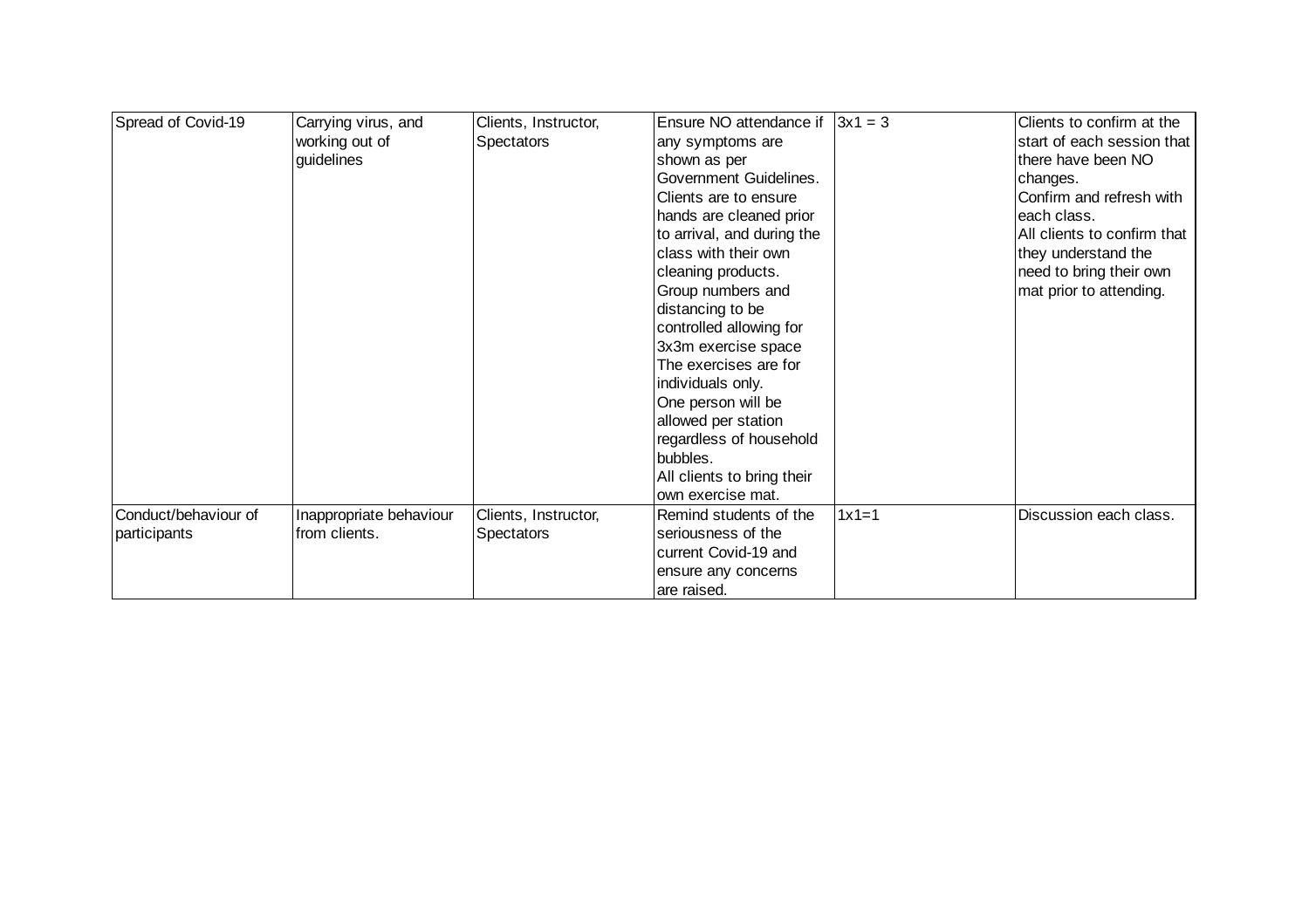| | | | | | |
|---|---|---|---|---|---|
| Spread of Covid-19 | Carrying virus, and working out of guidelines | Clients, Instructor, Spectators | Ensure NO attendance if any symptoms are shown as per Government Guidelines.<br>Clients are to ensure hands are cleaned prior to arrival, and during the class with their own cleaning products.<br>Group numbers and distancing to be controlled allowing for 3x3m exercise space<br>The exercises are for individuals only.<br>One person will be allowed per station regardless of household bubbles.<br>All clients to bring their own exercise mat. | 3x1 = 3 | Clients to confirm at the start of each session that there have been NO changes.<br>Confirm and refresh with each class.<br>All clients to confirm that they understand the need to bring their own mat prior to attending. |
| Conduct/behaviour of participants | Inappropriate behaviour from clients. | Clients, Instructor, Spectators | Remind students of the seriousness of the current Covid-19 and ensure any concerns are raised. | 1x1=1 | Discussion each class. |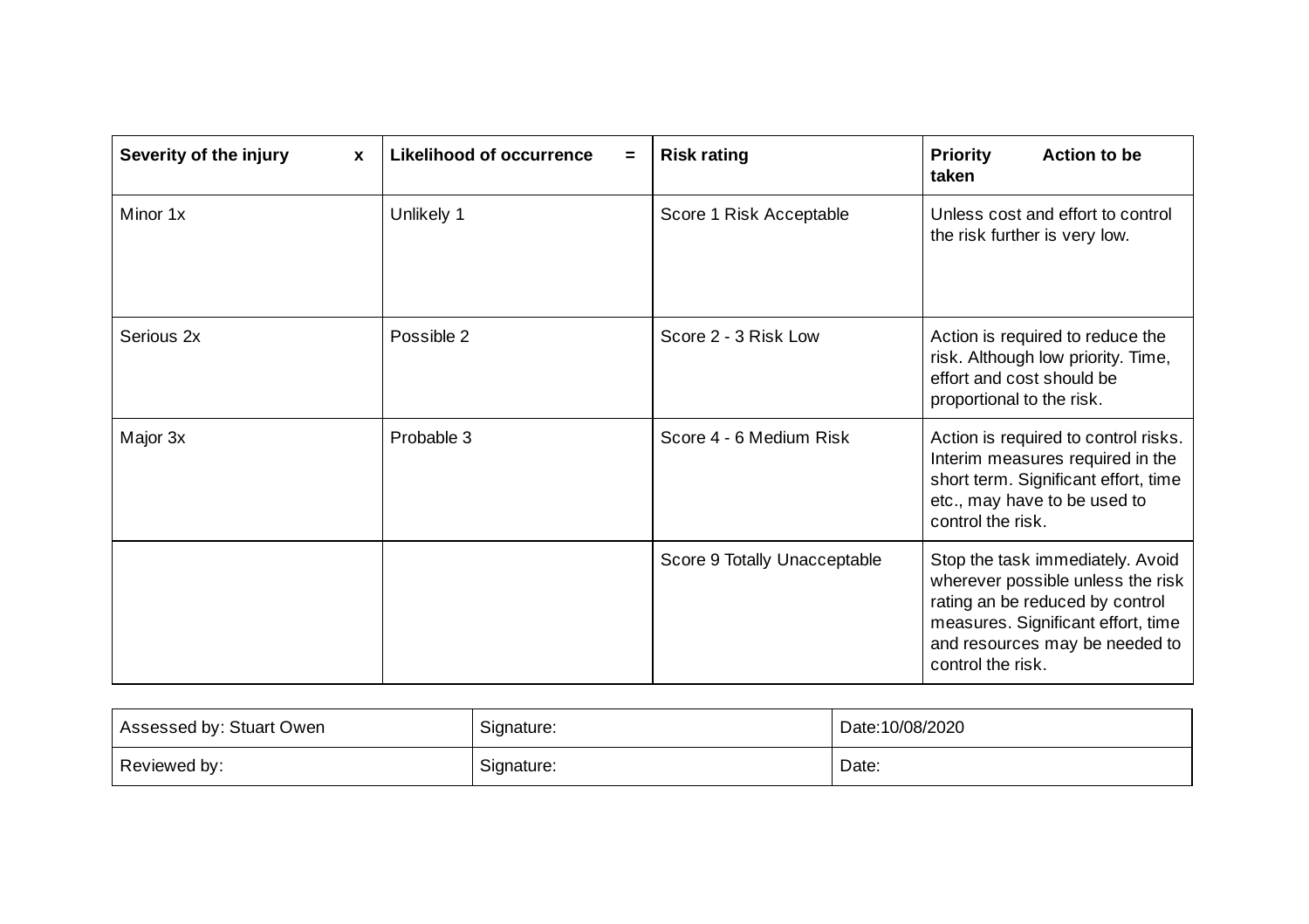| **Severity of the injury x** | **Likelihood of occurrence =** | **Risk rating** | **Priority Action to be taken** |
|---|---|---|---|
| Minor 1x | Unlikely 1 | Score 1 Risk Acceptable | Unless cost and effort to control the risk further is very low. |
| Serious 2x | Possible 2 | Score 2 - 3 Risk Low | Action is required to reduce the risk. Although low priority. Time, effort and cost should be proportional to the risk. |
| Major 3x | Probable 3 | Score 4 - 6 Medium Risk | Action is required to control risks. Interim measures required in the short term. Significant effort, time etc., may have to be used to control the risk. |
| | | Score 9 Totally Unacceptable | Stop the task immediately. Avoid wherever possible unless the risk rating an be reduced by control measures. Significant effort, time and resources may be needed to control the risk. |

| | | |
|---|---|---|
| Assessed by: Stuart Owen | Signature: | Date:10/08/2020 |
| Reviewed by: | Signature: | Date: |